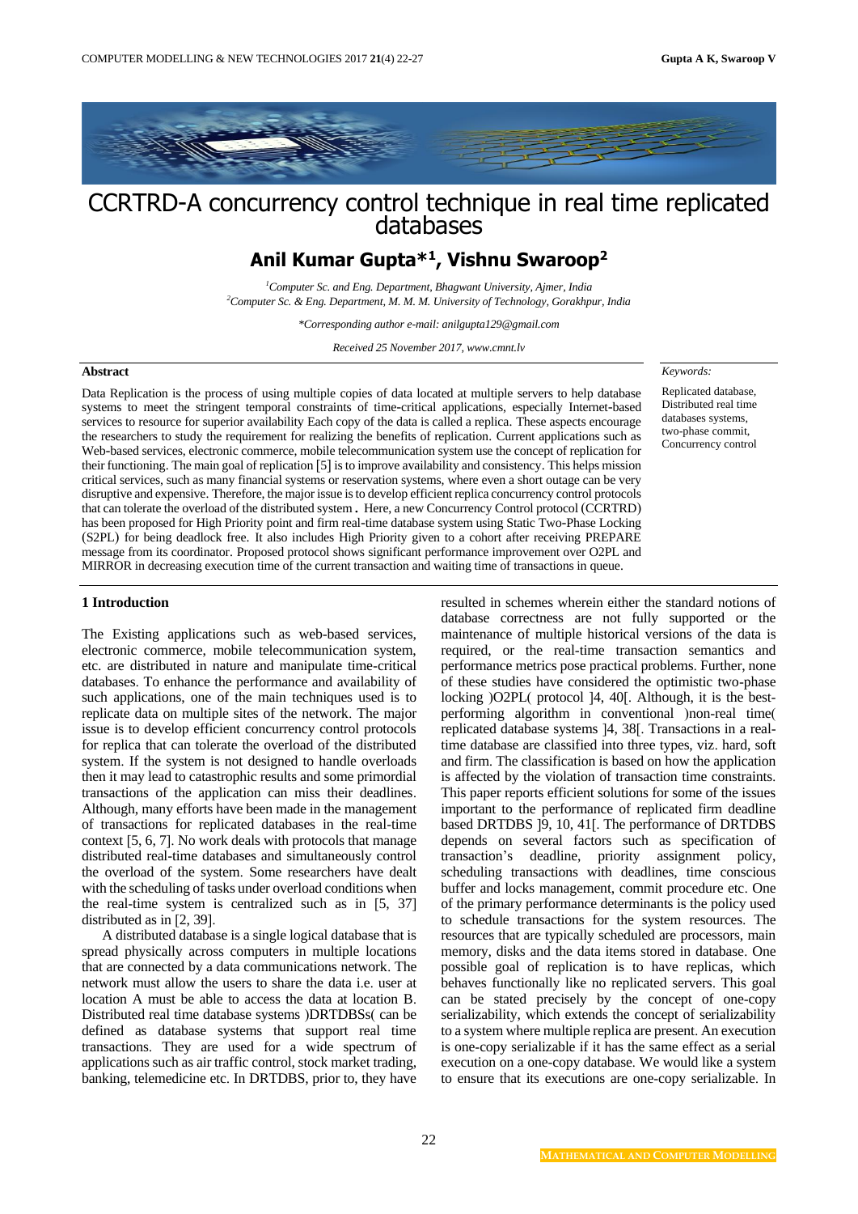# CCRTRD-A concurrency control technique in real time replicated databases

## Anil Kumar Gupta*[1], Vishnu Swaroop[2]

[1]*Computer Sc. and Eng. Department, Bhagwant University, Ajmer, India*
[2]*Computer Sc. & Eng. Department, M. M. M. University of Technology, Gorakhpur, India*

*\*Corresponding author e-mail: anilgupta129@gmail.com*

*Received 25 November 2017, www.cmnt.lv*

### Abstract

Data Replication is the process of using multiple copies of data located at multiple servers to help database systems to meet the stringent temporal constraints of time-critical applications, especially Internet-based services to resource for superior availability Each copy of the data is called a replica. These aspects encourage the researchers to study the requirement for realizing the benefits of replication. Current applications such as Web-based services, electronic commerce, mobile telecommunication system use the concept of replication for their functioning. The main goal of replication [5] is to improve availability and consistency. This helps mission critical services, such as many financial systems or reservation systems, where even a short outage can be very disruptive and expensive. Therefore, the major issue is to develop efficient replica concurrency control protocols that can tolerate the overload of the distributed system. Here, a new Concurrency Control protocol (CCRTRD) has been proposed for High Priority point and firm real-time database system using Static Two-Phase Locking (S2PL) for being deadlock free. It also includes High Priority given to a cohort after receiving PREPARE message from its coordinator. Proposed protocol shows significant performance improvement over O2PL and MIRROR in decreasing execution time of the current transaction and waiting time of transactions in queue.

*Keywords:*

Replicated database, Distributed real time databases systems, two-phase commit, Concurrency control

### 1 Introduction

The Existing applications such as web-based services, electronic commerce, mobile telecommunication system, etc. are distributed in nature and manipulate time-critical databases. To enhance the performance and availability of such applications, one of the main techniques used is to replicate data on multiple sites of the network. The major issue is to develop efficient concurrency control protocols for replica that can tolerate the overload of the distributed system. If the system is not designed to handle overloads then it may lead to catastrophic results and some primordial transactions of the application can miss their deadlines. Although, many efforts have been made in the management of transactions for replicated databases in the real-time context [5, 6, 7]. No work deals with protocols that manage distributed real-time databases and simultaneously control the overload of the system. Some researchers have dealt with the scheduling of tasks under overload conditions when the real-time system is centralized such as in [5, 37] distributed as in [2, 39].

A distributed database is a single logical database that is spread physically across computers in multiple locations that are connected by a data communications network. The network must allow the users to share the data i.e. user at location A must be able to access the data at location B. Distributed real time database systems )DRTDBSs( can be defined as database systems that support real time transactions. They are used for a wide spectrum of applications such as air traffic control, stock market trading, banking, telemedicine etc. In DRTDBS, prior to, they have resulted in schemes wherein either the standard notions of database correctness are not fully supported or the maintenance of multiple historical versions of the data is required, or the real-time transaction semantics and performance metrics pose practical problems. Further, none of these studies have considered the optimistic two-phase locking )O2PL( protocol ]4, 40[. Although, it is the best-performing algorithm in conventional )non-real time( replicated database systems ]4, 38[. Transactions in a real-time database are classified into three types, viz. hard, soft and firm. The classification is based on how the application is affected by the violation of transaction time constraints. This paper reports efficient solutions for some of the issues important to the performance of replicated firm deadline based DRTDBS ]9, 10, 41[. The performance of DRTDBS depends on several factors such as specification of transaction's deadline, priority assignment policy, scheduling transactions with deadlines, time conscious buffer and locks management, commit procedure etc. One of the primary performance determinants is the policy used to schedule transactions for the system resources. The resources that are typically scheduled are processors, main memory, disks and the data items stored in database. One possible goal of replication is to have replicas, which behaves functionally like no replicated servers. This goal can be stated precisely by the concept of one-copy serializability, which extends the concept of serializability to a system where multiple replica are present. An execution is one-copy serializable if it has the same effect as a serial execution on a one-copy database. We would like a system to ensure that its executions are one-copy serializable. In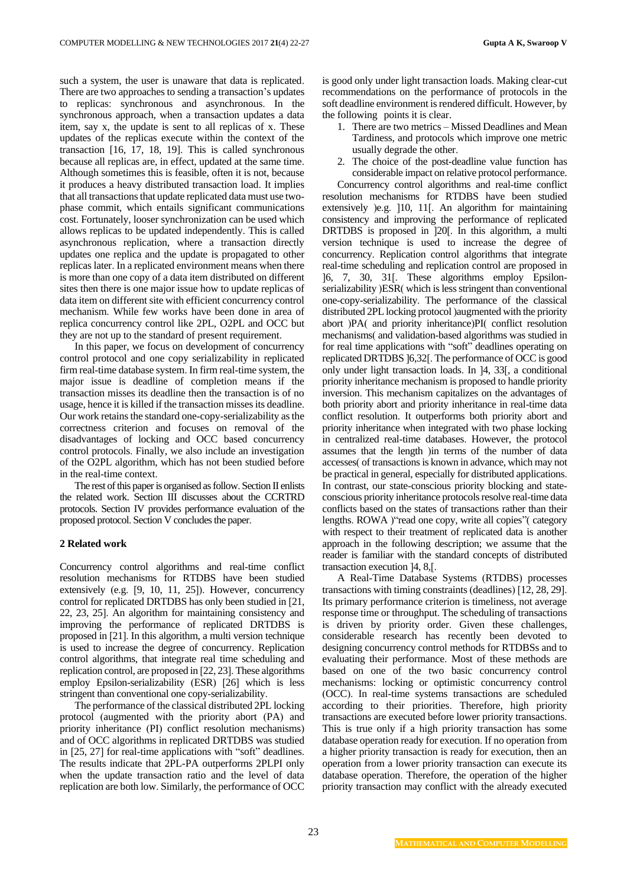such a system, the user is unaware that data is replicated. There are two approaches to sending a transaction's updates to replicas: synchronous and asynchronous. In the synchronous approach, when a transaction updates a data item, say x, the update is sent to all replicas of x. These updates of the replicas execute within the context of the transaction [16, 17, 18, 19]. This is called synchronous because all replicas are, in effect, updated at the same time. Although sometimes this is feasible, often it is not, because it produces a heavy distributed transaction load. It implies that all transactions that update replicated data must use two-phase commit, which entails significant communications cost. Fortunately, looser synchronization can be used which allows replicas to be updated independently. This is called asynchronous replication, where a transaction directly updates one replica and the update is propagated to other replicas later. In a replicated environment means when there is more than one copy of a data item distributed on different sites then there is one major issue how to update replicas of data item on different site with efficient concurrency control mechanism. While few works have been done in area of replica concurrency control like 2PL, O2PL and OCC but they are not up to the standard of present requirement.

In this paper, we focus on development of concurrency control protocol and one copy serializability in replicated firm real-time database system. In firm real-time system, the major issue is deadline of completion means if the transaction misses its deadline then the transaction is of no usage, hence it is killed if the transaction misses its deadline. Our work retains the standard one-copy-serializability as the correctness criterion and focuses on removal of the disadvantages of locking and OCC based concurrency control protocols. Finally, we also include an investigation of the O2PL algorithm, which has not been studied before in the real-time context.

The rest of this paper is organised as follow. Section II enlists the related work. Section III discusses about the CCRTRD protocols. Section IV provides performance evaluation of the proposed protocol. Section V concludes the paper.

## 2 Related work

Concurrency control algorithms and real-time conflict resolution mechanisms for RTDBS have been studied extensively (e.g. [9, 10, 11, 25]). However, concurrency control for replicated DRTDBS has only been studied in [21, 22, 23, 25]. An algorithm for maintaining consistency and improving the performance of replicated DRTDBS is proposed in [21]. In this algorithm, a multi version technique is used to increase the degree of concurrency. Replication control algorithms, that integrate real time scheduling and replication control, are proposed in [22, 23]. These algorithms employ Epsilon-serializability (ESR) [26] which is less stringent than conventional one copy-serializability.

The performance of the classical distributed 2PL locking protocol (augmented with the priority abort (PA) and priority inheritance (PI) conflict resolution mechanisms) and of OCC algorithms in replicated DRTDBS was studied in [25, 27] for real-time applications with "soft" deadlines. The results indicate that 2PL-PA outperforms 2PLPI only when the update transaction ratio and the level of data replication are both low. Similarly, the performance of OCC is good only under light transaction loads. Making clear-cut recommendations on the performance of protocols in the soft deadline environment is rendered difficult. However, by the following points it is clear.

1. There are two metrics – Missed Deadlines and Mean Tardiness, and protocols which improve one metric usually degrade the other.
2. The choice of the post-deadline value function has considerable impact on relative protocol performance.

Concurrency control algorithms and real-time conflict resolution mechanisms for RTDBS have been studied extensively )e.g. ]10, 11[. An algorithm for maintaining consistency and improving the performance of replicated DRTDBS is proposed in ]20[. In this algorithm, a multi version technique is used to increase the degree of concurrency. Replication control algorithms that integrate real-time scheduling and replication control are proposed in ]6, 7, 30, 31[. These algorithms employ Epsilon-serializability )ESR( which is less stringent than conventional one-copy-serializability. The performance of the classical distributed 2PL locking protocol )augmented with the priority abort )PA( and priority inheritance)PI( conflict resolution mechanisms( and validation-based algorithms was studied in for real time applications with "soft" deadlines operating on replicated DRTDBS ]6,32[. The performance of OCC is good only under light transaction loads. In ]4, 33[, a conditional priority inheritance mechanism is proposed to handle priority inversion. This mechanism capitalizes on the advantages of both priority abort and priority inheritance in real-time data conflict resolution. It outperforms both priority abort and priority inheritance when integrated with two phase locking in centralized real-time databases. However, the protocol assumes that the length )in terms of the number of data accesses( of transactions is known in advance, which may not be practical in general, especially for distributed applications. In contrast, our state-conscious priority blocking and state-conscious priority inheritance protocols resolve real-time data conflicts based on the states of transactions rather than their lengths. ROWA )"read one copy, write all copies"( category with respect to their treatment of replicated data is another approach in the following description; we assume that the reader is familiar with the standard concepts of distributed transaction execution ]4, 8,[.

A Real-Time Database Systems (RTDBS) processes transactions with timing constraints (deadlines) [12, 28, 29]. Its primary performance criterion is timeliness, not average response time or throughput. The scheduling of transactions is driven by priority order. Given these challenges, considerable research has recently been devoted to designing concurrency control methods for RTDBSs and to evaluating their performance. Most of these methods are based on one of the two basic concurrency control mechanisms: locking or optimistic concurrency control (OCC). In real-time systems transactions are scheduled according to their priorities. Therefore, high priority transactions are executed before lower priority transactions. This is true only if a high priority transaction has some database operation ready for execution. If no operation from a higher priority transaction is ready for execution, then an operation from a lower priority transaction can execute its database operation. Therefore, the operation of the higher priority transaction may conflict with the already executed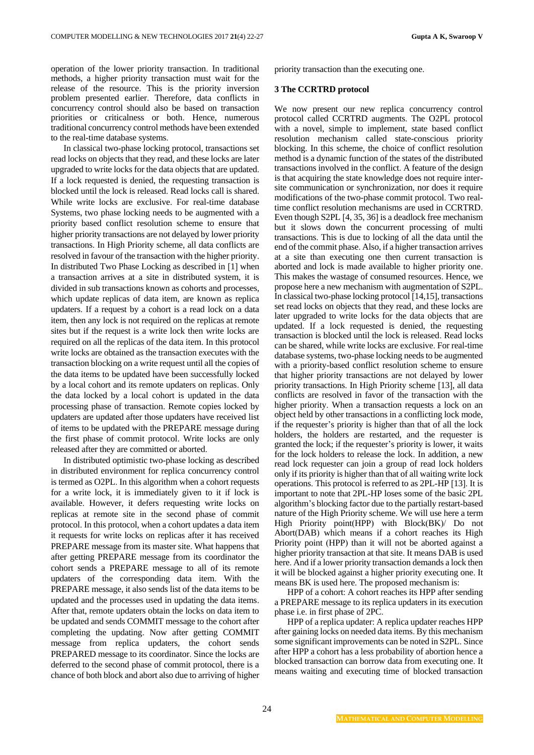operation of the lower priority transaction. In traditional methods, a higher priority transaction must wait for the release of the resource. This is the priority inversion problem presented earlier. Therefore, data conflicts in concurrency control should also be based on transaction priorities or criticalness or both. Hence, numerous traditional concurrency control methods have been extended to the real-time database systems.

In classical two-phase locking protocol, transactions set read locks on objects that they read, and these locks are later upgraded to write locks for the data objects that are updated. If a lock requested is denied, the requesting transaction is blocked until the lock is released. Read locks call is shared. While write locks are exclusive. For real-time database Systems, two phase locking needs to be augmented with a priority based conflict resolution scheme to ensure that higher priority transactions are not delayed by lower priority transactions. In High Priority scheme, all data conflicts are resolved in favour of the transaction with the higher priority. In distributed Two Phase Locking as described in [1] when a transaction arrives at a site in distributed system, it is divided in sub transactions known as cohorts and processes, which update replicas of data item, are known as replica updaters. If a request by a cohort is a read lock on a data item, then any lock is not required on the replicas at remote sites but if the request is a write lock then write locks are required on all the replicas of the data item. In this protocol write locks are obtained as the transaction executes with the transaction blocking on a write request until all the copies of the data items to be updated have been successfully locked by a local cohort and its remote updaters on replicas. Only the data locked by a local cohort is updated in the data processing phase of transaction. Remote copies locked by updaters are updated after those updaters have received list of items to be updated with the PREPARE message during the first phase of commit protocol. Write locks are only released after they are committed or aborted.

In distributed optimistic two-phase locking as described in distributed environment for replica concurrency control is termed as O2PL. In this algorithm when a cohort requests for a write lock, it is immediately given to it if lock is available. However, it defers requesting write locks on replicas at remote site in the second phase of commit protocol. In this protocol, when a cohort updates a data item it requests for write locks on replicas after it has received PREPARE message from its master site. What happens that after getting PREPARE message from its coordinator the cohort sends a PREPARE message to all of its remote updaters of the corresponding data item. With the PREPARE message, it also sends list of the data items to be updated and the processes used in updating the data items. After that, remote updaters obtain the locks on data item to be updated and sends COMMIT message to the cohort after completing the updating. Now after getting COMMIT message from replica updaters, the cohort sends PREPARED message to its coordinator. Since the locks are deferred to the second phase of commit protocol, there is a chance of both block and abort also due to arriving of higher priority transaction than the executing one.

## 3 The CCRTRD protocol

We now present our new replica concurrency control protocol called CCRTRD augments. The O2PL protocol with a novel, simple to implement, state based conflict resolution mechanism called state-conscious priority blocking. In this scheme, the choice of conflict resolution method is a dynamic function of the states of the distributed transactions involved in the conflict. A feature of the design is that acquiring the state knowledge does not require inter-site communication or synchronization, nor does it require modifications of the two-phase commit protocol. Two real-time conflict resolution mechanisms are used in CCRTRD. Even though S2PL [4, 35, 36] is a deadlock free mechanism but it slows down the concurrent processing of multi transactions. This is due to locking of all the data until the end of the commit phase. Also, if a higher transaction arrives at a site than executing one then current transaction is aborted and lock is made available to higher priority one. This makes the wastage of consumed resources. Hence, we propose here a new mechanism with augmentation of S2PL. In classical two-phase locking protocol [14,15], transactions set read locks on objects that they read, and these locks are later upgraded to write locks for the data objects that are updated. If a lock requested is denied, the requesting transaction is blocked until the lock is released. Read locks can be shared, while write locks are exclusive. For real-time database systems, two-phase locking needs to be augmented with a priority-based conflict resolution scheme to ensure that higher priority transactions are not delayed by lower priority transactions. In High Priority scheme [13], all data conflicts are resolved in favor of the transaction with the higher priority. When a transaction requests a lock on an object held by other transactions in a conflicting lock mode, if the requester's priority is higher than that of all the lock holders, the holders are restarted, and the requester is granted the lock; if the requester's priority is lower, it waits for the lock holders to release the lock. In addition, a new read lock requester can join a group of read lock holders only if its priority is higher than that of all waiting write lock operations. This protocol is referred to as 2PL-HP [13]. It is important to note that 2PL-HP loses some of the basic 2PL algorithm's blocking factor due to the partially restart-based nature of the High Priority scheme. We will use here a term High Priority point(HPP) with Block(BK)/ Do not Abort(DAB) which means if a cohort reaches its High Priority point (HPP) than it will not be aborted against a higher priority transaction at that site. It means DAB is used here. And if a lower priority transaction demands a lock then it will be blocked against a higher priority executing one. It means BK is used here. The proposed mechanism is:

HPP of a cohort: A cohort reaches its HPP after sending a PREPARE message to its replica updaters in its execution phase i.e. in first phase of 2PC.

HPP of a replica updater: A replica updater reaches HPP after gaining locks on needed data items. By this mechanism some significant improvements can be noted in S2PL. Since after HPP a cohort has a less probability of abortion hence a blocked transaction can borrow data from executing one. It means waiting and executing time of blocked transaction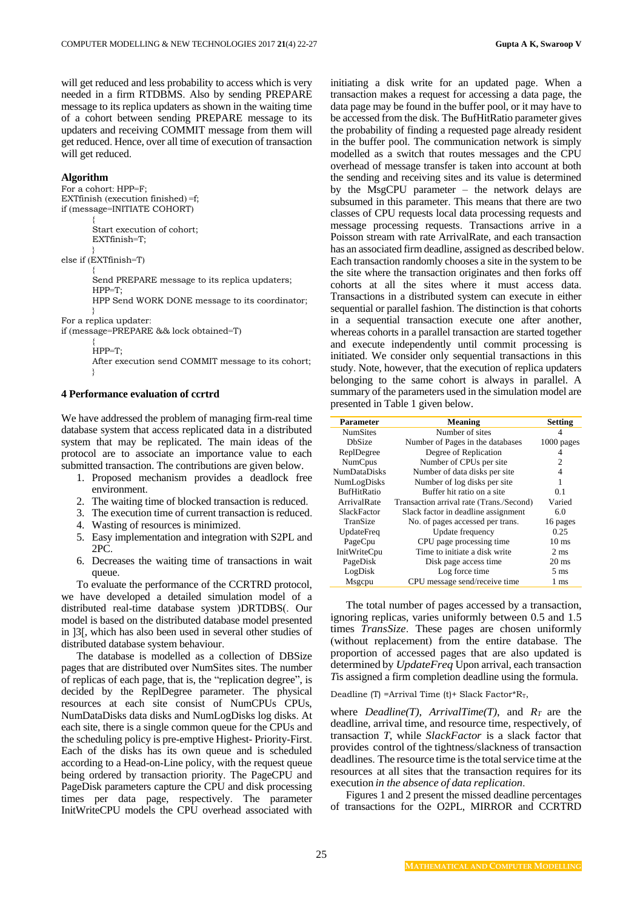will get reduced and less probability to access which is very needed in a firm RTDBMS. Also by sending PREPARE message to its replica updaters as shown in the waiting time of a cohort between sending PREPARE message to its updaters and receiving COMMIT message from them will get reduced. Hence, over all time of execution of transaction will get reduced.

### Algorithm

```
For a cohort: HPP=F;
EXTfinish (execution finished) =f;
if (message=INITIATE COHORT)
        {
        Start execution of cohort;
        EXTfinish=T;
        }
else if (EXTfinish=T)
        {
        Send PREPARE message to its replica updaters;
        HPP=T;
        HPP Send WORK DONE message to its coordinator;
        }
For a replica updater:
if (message=PREPARE && lock obtained=T)
        {
        HPP=T;
        After execution send COMMIT message to its cohort;
        }
```

## 4 Performance evaluation of ccrtrd

We have addressed the problem of managing firm-real time database system that access replicated data in a distributed system that may be replicated. The main ideas of the protocol are to associate an importance value to each submitted transaction. The contributions are given below.

1. Proposed mechanism provides a deadlock free environment.
2. The waiting time of blocked transaction is reduced.
3. The execution time of current transaction is reduced.
4. Wasting of resources is minimized.
5. Easy implementation and integration with S2PL and 2PC.
6. Decreases the waiting time of transactions in wait queue.

To evaluate the performance of the CCRTRD protocol, we have developed a detailed simulation model of a distributed real-time database system )DRTDBS(. Our model is based on the distributed database model presented in ]3[, which has also been used in several other studies of distributed database system behaviour.

The database is modelled as a collection of DBSize pages that are distributed over NumSites sites. The number of replicas of each page, that is, the "replication degree", is decided by the ReplDegree parameter. The physical resources at each site consist of NumCPUs CPUs, NumDataDisks data disks and NumLogDisks log disks. At each site, there is a single common queue for the CPUs and the scheduling policy is pre-emptive Highest- Priority-First. Each of the disks has its own queue and is scheduled according to a Head-on-Line policy, with the request queue being ordered by transaction priority. The PageCPU and PageDisk parameters capture the CPU and disk processing times per data page, respectively. The parameter InitWriteCPU models the CPU overhead associated with initiating a disk write for an updated page. When a transaction makes a request for accessing a data page, the data page may be found in the buffer pool, or it may have to be accessed from the disk. The BufHitRatio parameter gives the probability of finding a requested page already resident in the buffer pool. The communication network is simply modelled as a switch that routes messages and the CPU overhead of message transfer is taken into account at both the sending and receiving sites and its value is determined by the MsgCPU parameter – the network delays are subsumed in this parameter. This means that there are two classes of CPU requests local data processing requests and message processing requests. Transactions arrive in a Poisson stream with rate ArrivalRate, and each transaction has an associated firm deadline, assigned as described below. Each transaction randomly chooses a site in the system to be the site where the transaction originates and then forks off cohorts at all the sites where it must access data. Transactions in a distributed system can execute in either sequential or parallel fashion. The distinction is that cohorts in a sequential transaction execute one after another, whereas cohorts in a parallel transaction are started together and execute independently until commit processing is initiated. We consider only sequential transactions in this study. Note, however, that the execution of replica updaters belonging to the same cohort is always in parallel. A summary of the parameters used in the simulation model are presented in Table 1 given below.

| Parameter | Meaning | Setting |
|---|---|---|
| NumSites | Number of sites | 4 |
| DbSize | Number of Pages in the databases | 1000 pages |
| ReplDegree | Degree of Replication | 4 |
| NumCpus | Number of CPUs per site | 2 |
| NumDataDisks | Number of data disks per site | 4 |
| NumLogDisks | Number of log disks per site | 1 |
| BufHitRatio | Buffer hit ratio on a site | 0.1 |
| ArrivalRate | Transaction arrival rate (Trans./Second) | Varied |
| SlackFactor | Slack factor in deadline assignment | 6.0 |
| TranSize | No. of pages accessed per trans. | 16 pages |
| UpdateFreq | Update frequency | 0.25 |
| PageCpu | CPU page processing time | 10 ms |
| InitWriteCpu | Time to initiate a disk write | 2 ms |
| PageDisk | Disk page access time | 20 ms |
| LogDisk | Log force time | 5 ms |
| Msgcpu | CPU message send/receive time | 1 ms |

The total number of pages accessed by a transaction, ignoring replicas, varies uniformly between 0.5 and 1.5 times *TransSize*. These pages are chosen uniformly (without replacement) from the entire database. The proportion of accessed pages that are also updated is determined by *UpdateFreq* Upon arrival, each transaction *T*is assigned a firm completion deadline using the formula.

Deadline (T) =Arrival Time (t)+ Slack Factor*$R_T$,

where *Deadline(T)*, *ArrivalTime(T)*, and $R_T$ are the deadline, arrival time, and resource time, respectively, of transaction *T*, while *SlackFactor* is a slack factor that provides control of the tightness/slackness of transaction deadlines. The resource time is the total service time at the resources at all sites that the transaction requires for its execution *in the absence of data replication*.

Figures 1 and 2 present the missed deadline percentages of transactions for the O2PL, MIRROR and CCRTRD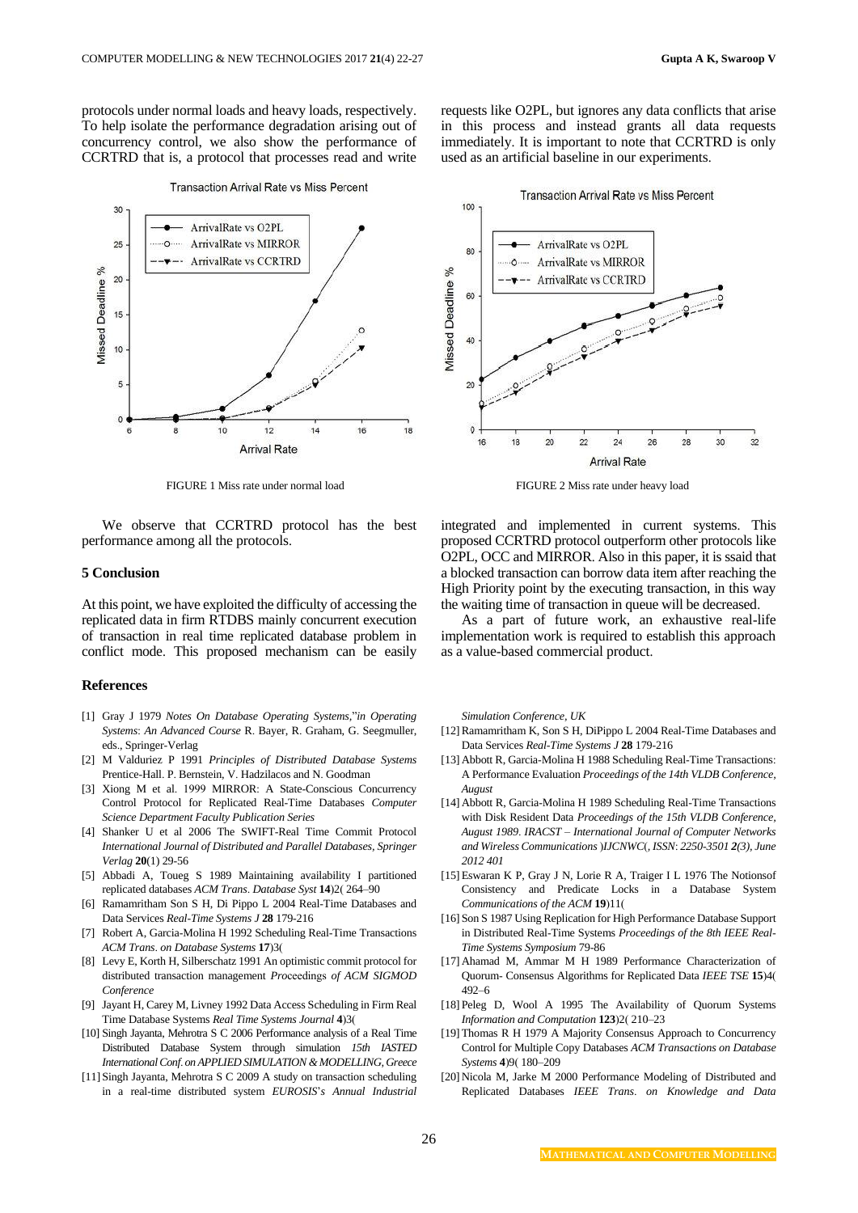protocols under normal loads and heavy loads, respectively. To help isolate the performance degradation arising out of concurrency control, we also show the performance of CCRTRD that is, a protocol that processes read and write requests like O2PL, but ignores any data conflicts that arise in this process and instead grants all data requests immediately. It is important to note that CCRTRD is only used as an artificial baseline in our experiments.

FIGURE 1 Miss rate under normal load

FIGURE 2 Miss rate under heavy load

We observe that CCRTRD protocol has the best performance among all the protocols.

## 5 Conclusion

At this point, we have exploited the difficulty of accessing the replicated data in firm RTDBS mainly concurrent execution of transaction in real time replicated database problem in conflict mode. This proposed mechanism can be easily integrated and implemented in current systems. This proposed CCRTRD protocol outperform other protocols like O2PL, OCC and MIRROR. Also in this paper, it is ssaid that a blocked transaction can borrow data item after reaching the High Priority point by the executing transaction, in this way the waiting time of transaction in queue will be decreased.

As a part of future work, an exhaustive real-life implementation work is required to establish this approach as a value-based commercial product.

## References

[1] Gray J 1979 *Notes On Database Operating Systems,"in Operating Systems*: *An Advanced Course* R. Bayer, R. Graham, G. Seegmuller, eds., Springer-Verlag

[2] M Valduriez P 1991 *Principles of Distributed Database Systems* Prentice-Hall. P. Bernstein, V. Hadzilacos and N. Goodman

[3] Xiong M et al. 1999 MIRROR: A State-Conscious Concurrency Control Protocol for Replicated Real-Time Databases *Computer Science Department Faculty Publication Series*

[4] Shanker U et al 2006 The SWIFT-Real Time Commit Protocol *International Journal of Distributed and Parallel Databases*, *Springer Verlag* **20**(1) 29-56

[5] Abbadi A, Toueg S 1989 Maintaining availability I partitioned replicated databases *ACM Trans*. *Database Syst* **14**)2( 264–90

[6] Ramamritham Son S H, Di Pippo L 2004 Real-Time Databases and Data Services *Real-Time Systems J* **28** 179-216

[7] Robert A, Garcia-Molina H 1992 Scheduling Real-Time Transactions *ACM Trans*. *on Database Systems* **17**)3(

[8] Levy E, Korth H, Silberschatz 1991 An optimistic commit protocol for distributed transaction management *Proceedings of ACM SIGMOD Conference*

[9] Jayant H, Carey M, Livney 1992 Data Access Scheduling in Firm Real Time Database Systems *Real Time Systems Journal* **4**)3(

[10] Singh Jayanta, Mehrotra S C 2006 Performance analysis of a Real Time Distributed Database System through simulation *15th IASTED International Conf. on APPLIED SIMULATION & MODELLING, Greece*

[11] Singh Jayanta, Mehrotra S C 2009 A study on transaction scheduling in a real-time distributed system *EUROSIS's Annual Industrial Simulation Conference, UK*

[12] Ramamritham K, Son S H, DiPippo L 2004 Real-Time Databases and Data Services *Real-Time Systems J* **28** 179-216

[13] Abbott R, Garcia-Molina H 1988 Scheduling Real-Time Transactions: A Performance Evaluation *Proceedings of the 14th VLDB Conference, August*

[14] Abbott R, Garcia-Molina H 1989 Scheduling Real-Time Transactions with Disk Resident Data *Proceedings of the 15th VLDB Conference, August 1989. IRACST – International Journal of Computer Networks and Wireless Communications* )*IJCNWC*(, *ISSN*: *2250-3501 2(3), June 2012 401*

[15] Eswaran K P, Gray J N, Lorie R A, Traiger I L 1976 The Notionsof Consistency and Predicate Locks in a Database System *Communications of the ACM* **19**)11(

[16] Son S 1987 Using Replication for High Performance Database Support in Distributed Real-Time Systems *Proceedings of the 8th IEEE Real-Time Systems Symposium* 79-86

[17] Ahamad M, Ammar M H 1989 Performance Characterization of Quorum- Consensus Algorithms for Replicated Data *IEEE TSE* **15**)4( 492–6

[18] Peleg D, Wool A 1995 The Availability of Quorum Systems *Information and Computation* **123**)2( 210–23

[19] Thomas R H 1979 A Majority Consensus Approach to Concurrency Control for Multiple Copy Databases *ACM Transactions on Database Systems* **4**)9( 180–209

[20] Nicola M, Jarke M 2000 Performance Modeling of Distributed and Replicated Databases *IEEE Trans*. *on Knowledge and Data*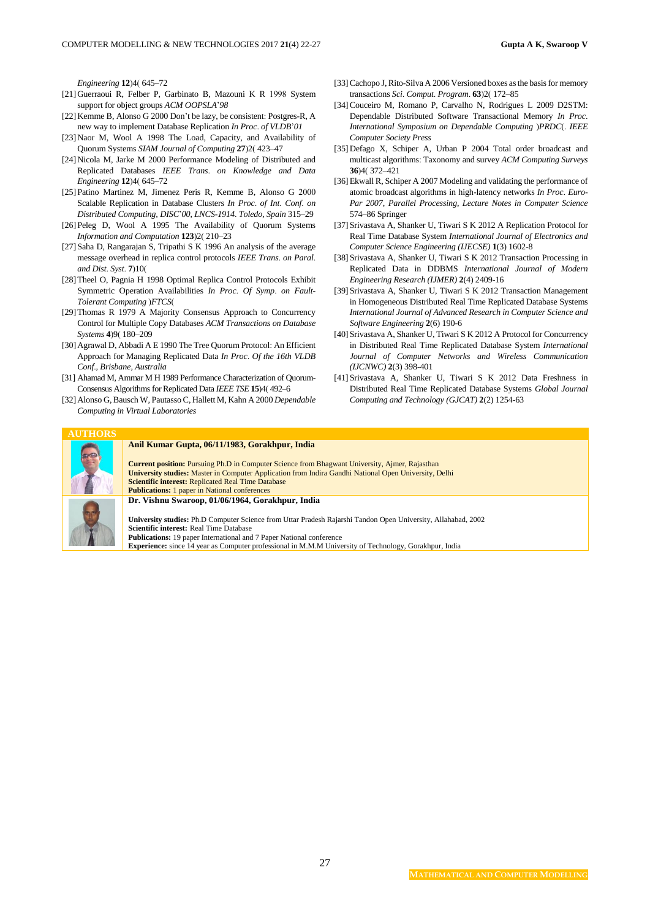*Engineering* **12**)4( 645–72

[21] Guerraoui R, Felber P, Garbinato B, Mazouni K R 1998 System support for object groups *ACM OOPSLA'98*

[22] Kemme B, Alonso G 2000 Don't be lazy, be consistent: Postgres-R, A new way to implement Database Replication *In Proc. of VLDB'01*

[23] Naor M, Wool A 1998 The Load, Capacity, and Availability of Quorum Systems *SIAM Journal of Computing* **27**)2( 423–47

[24] Nicola M, Jarke M 2000 Performance Modeling of Distributed and Replicated Databases *IEEE Trans. on Knowledge and Data Engineering* **12**)4( 645–72

[25] Patino Martinez M, Jimenez Peris R, Kemme B, Alonso G 2000 Scalable Replication in Database Clusters *In Proc. of Int. Conf. on Distributed Computing, DISC'00, LNCS-1914. Toledo, Spain* 315–29

[26] Peleg D, Wool A 1995 The Availability of Quorum Systems *Information and Computation* **123**)2( 210–23

[27] Saha D, Rangarajan S, Tripathi S K 1996 An analysis of the average message overhead in replica control protocols *IEEE Trans. on Paral. and Dist. Syst.* **7**)10(

[28] Theel O, Pagnia H 1998 Optimal Replica Control Protocols Exhibit Symmetric Operation Availabilities *In Proc. Of Symp. on Fault-Tolerant Computing )FTCS(*

[29] Thomas R 1979 A Majority Consensus Approach to Concurrency Control for Multiple Copy Databases *ACM Transactions on Database Systems* **4**)9( 180–209

[30] Agrawal D, Abbadi A E 1990 The Tree Quorum Protocol: An Efficient Approach for Managing Replicated Data *In Proc. Of the 16th VLDB Conf., Brisbane, Australia*

[31] Ahamad M, Ammar M H 1989 Performance Characterization of Quorum-Consensus Algorithms for Replicated Data *IEEE TSE* **15**)4( 492–6

[32] Alonso G, Bausch W, Pautasso C, Hallett M, Kahn A 2000 *Dependable Computing in Virtual Laboratories*

[33] Cachopo J, Rito-Silva A 2006 Versioned boxes as the basis for memory transactions *Sci. Comput. Program.* **63**)2( 172–85

[34] Couceiro M, Romano P, Carvalho N, Rodrigues L 2009 D2STM: Dependable Distributed Software Transactional Memory *In Proc. International Symposium on Dependable Computing )PRDC(. IEEE Computer Society Press*

[35] Defago X, Schiper A, Urban P 2004 Total order broadcast and multicast algorithms: Taxonomy and survey *ACM Computing Surveys* **36**)4( 372–421

[36] Ekwall R, Schiper A 2007 Modeling and validating the performance of atomic broadcast algorithms in high-latency networks *In Proc. Euro-Par 2007, Parallel Processing, Lecture Notes in Computer Science* 574–86 Springer

[37] Srivastava A, Shanker U, Tiwari S K 2012 A Replication Protocol for Real Time Database System *International Journal of Electronics and Computer Science Engineering (IJECSE)* **1**(3) 1602-8

[38] Srivastava A, Shanker U, Tiwari S K 2012 Transaction Processing in Replicated Data in DDBMS *International Journal of Modern Engineering Research (IJMER)* **2**(4) 2409-16

[39] Srivastava A, Shanker U, Tiwari S K 2012 Transaction Management in Homogeneous Distributed Real Time Replicated Database Systems *International Journal of Advanced Research in Computer Science and Software Engineering* **2**(6) 190-6

[40] Srivastava A, Shanker U, Tiwari S K 2012 A Protocol for Concurrency in Distributed Real Time Replicated Database System *International Journal of Computer Networks and Wireless Communication (IJCNWC)* **2**(3) 398-401

[41] Srivastava A, Shanker U, Tiwari S K 2012 Data Freshness in Distributed Real Time Replicated Database Systems *Global Journal Computing and Technology (GJCAT)* **2**(2) 1254-63

## AUTHORS

**Anil Kumar Gupta, 06/11/1983, Gorakhpur, India**

**Current position:** Pursuing Ph.D in Computer Science from Bhagwant University, Ajmer, Rajasthan
**University studies:** Master in Computer Application from Indira Gandhi National Open University, Delhi
**Scientific interest:** Replicated Real Time Database
**Publications:** 1 paper in National conferences

**Dr. Vishnu Swaroop, 01/06/1964, Gorakhpur, India**

**University studies:** Ph.D Computer Science from Uttar Pradesh Rajarshi Tandon Open University, Allahabad, 2002
**Scientific interest:** Real Time Database
**Publications:** 19 paper International and 7 Paper National conference
**Experience:** since 14 year as Computer professional in M.M.M University of Technology, Gorakhpur, India